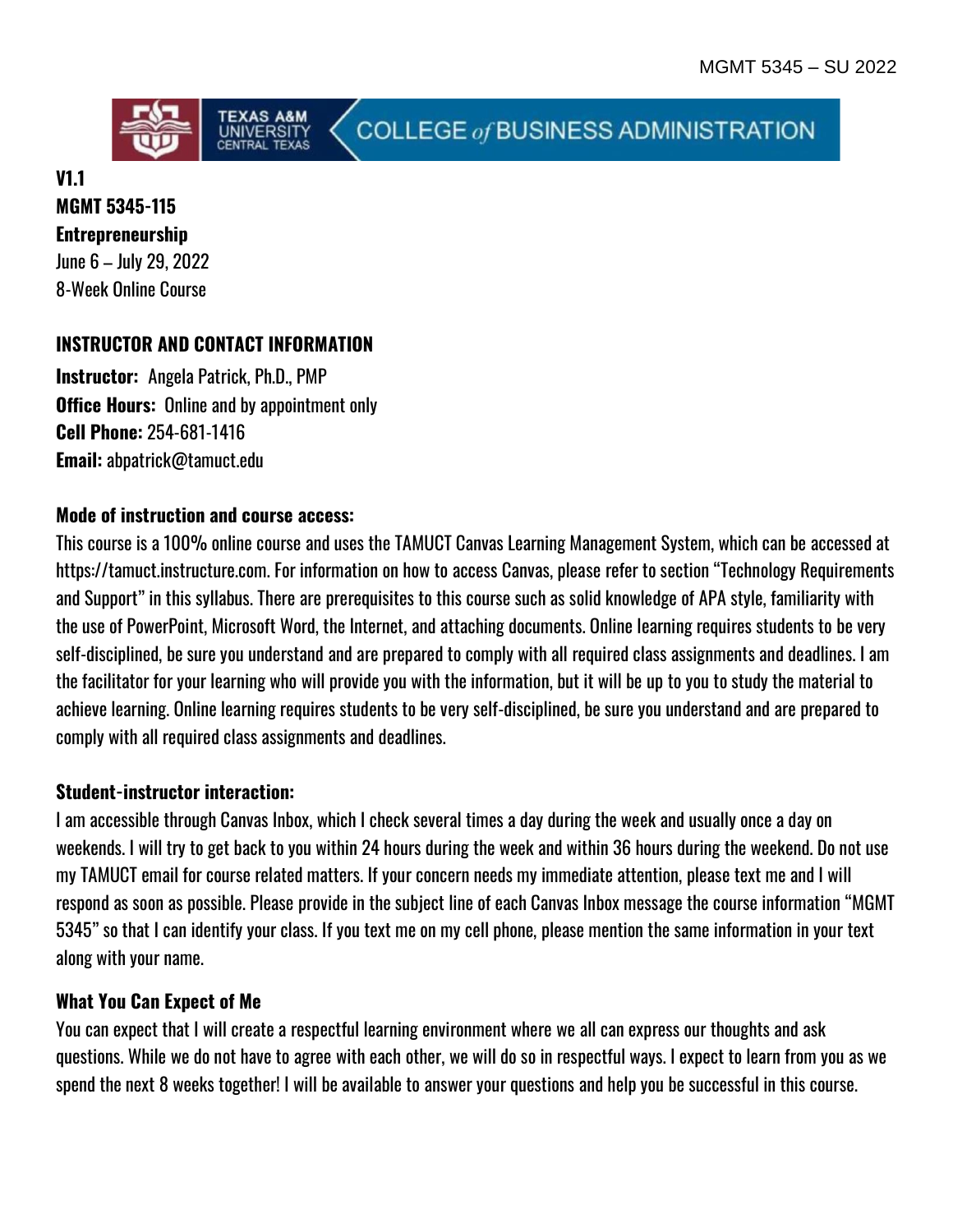V1.1

**MGMT 5345-115**

**Entrepreneurship**

June 6 – July 29, 2022

8-Week Online Course

## INSTRUCTOR AND CONTACT INFORMATION

**Instructor:** Angela Patrick, Ph.D., PMP

**Office Hours:** Online and by appointment only

**Cell Phone:** 254-681-1416

**Email:** abpatrick@tamuct.edu

### Mode of instruction and course access:

This course is a 100% online course and uses the TAMUCT Canvas Learning Management System, which can be accessed at https://tamuct.instructure.com. For information on how to access Canvas, please refer to section "Technology Requirements and Support" in this syllabus. There are prerequisites to this course such as solid knowledge of APA style, familiarity with the use of PowerPoint, Microsoft Word, the Internet, and attaching documents. Online learning requires students to be very self-disciplined, be sure you understand and are prepared to comply with all required class assignments and deadlines. I am the facilitator for your learning who will provide you with the information, but it will be up to you to study the material to achieve learning. Online learning requires students to be very self-disciplined, be sure you understand and are prepared to comply with all required class assignments and deadlines.

### Student-instructor interaction:

I am accessible through Canvas Inbox, which I check several times a day during the week and usually once a day on weekends. I will try to get back to you within 24 hours during the week and within 36 hours during the weekend. Do not use my TAMUCT email for course related matters. If your concern needs my immediate attention, please text me and I will respond as soon as possible. Please provide in the subject line of each Canvas Inbox message the course information "MGMT 5345" so that I can identify your class. If you text me on my cell phone, please mention the same information in your text along with your name.

### What You Can Expect of Me

You can expect that I will create a respectful learning environment where we all can express our thoughts and ask questions. While we do not have to agree with each other, we will do so in respectful ways. I expect to learn from you as we spend the next 8 weeks together! I will be available to answer your questions and help you be successful in this course.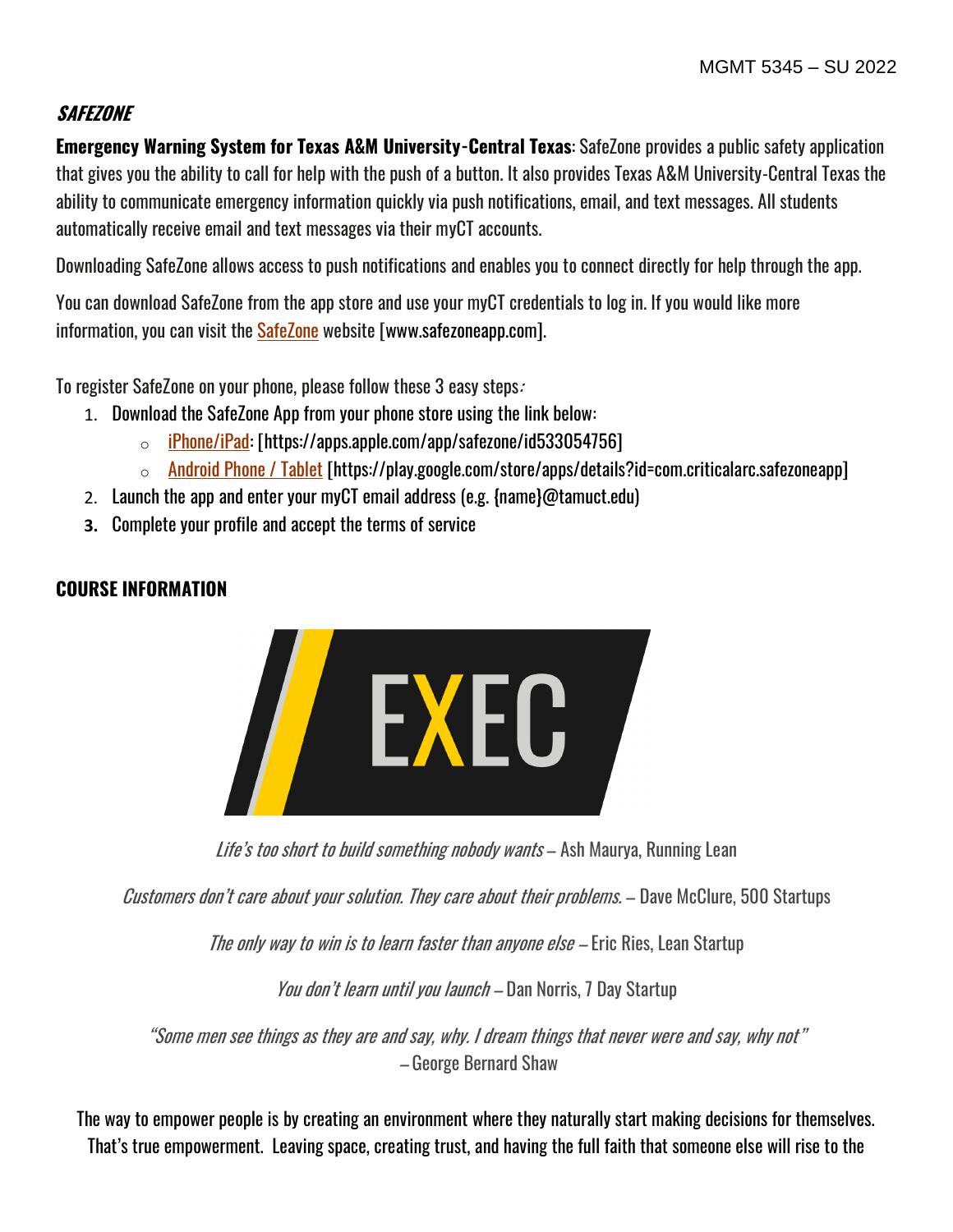## *SAFEZONE*

**Emergency Warning System for Texas A&M University-Central Texas**: SafeZone provides a public safety application that gives you the ability to call for help with the push of a button. It also provides Texas A&M University-Central Texas the ability to communicate emergency information quickly via push notifications, email, and text messages. All students automatically receive email and text messages via their myCT accounts.

Downloading SafeZone allows access to push notifications and enables you to connect directly for help through the app.

You can download SafeZone from the app store and use your myCT credentials to log in. If you would like more information, you can visit the SafeZone website [www.safezoneapp.com].

To register SafeZone on your phone, please follow these 3 easy steps:

1. Download the SafeZone App from your phone store using the link below:
   - iPhone/iPad: [https://apps.apple.com/app/safezone/id533054756]
   - Android Phone / Tablet [https://play.google.com/store/apps/details?id=com.criticalarc.safezoneapp]
2. Launch the app and enter your myCT email address (e.g. {name}@tamuct.edu)
3. Complete your profile and accept the terms of service

## COURSE INFORMATION

EXEC

*Life's too short to build something nobody wants* – Ash Maurya, Running Lean

*Customers don't care about your solution. They care about their problems.* – Dave McClure, 500 Startups

*The only way to win is to learn faster than anyone else* – Eric Ries, Lean Startup

*You don't learn until you launch* – Dan Norris, 7 Day Startup

*"Some men see things as they are and say, why. I dream things that never were and say, why not"* – George Bernard Shaw

The way to empower people is by creating an environment where they naturally start making decisions for themselves. That's true empowerment. Leaving space, creating trust, and having the full faith that someone else will rise to the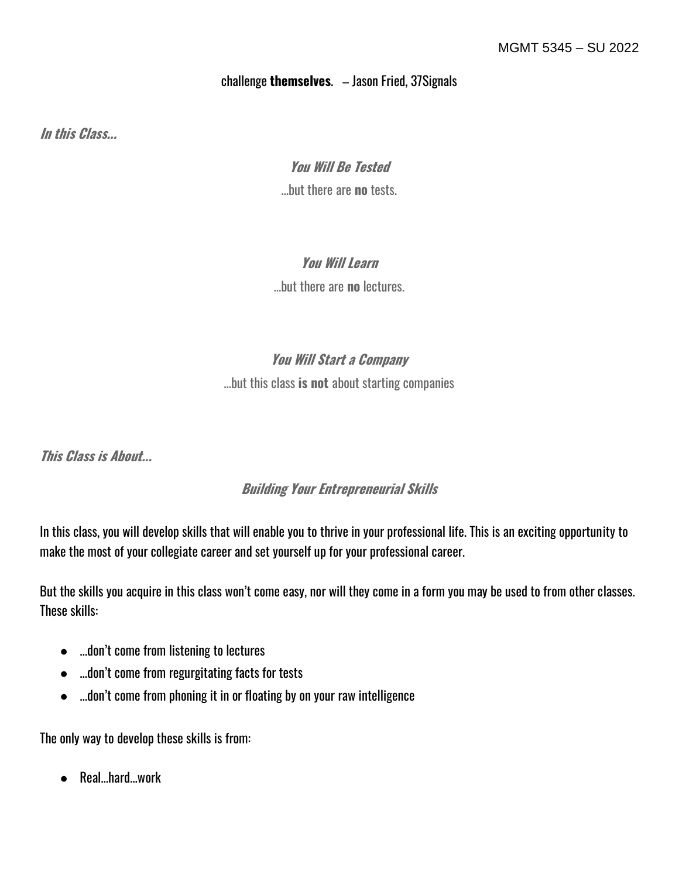challenge **themselves**. – Jason Fried, 37Signals

***In this Class…***

***You Will Be Tested***

…but there are **no** tests.

***You Will Learn***

…but there are **no** lectures.

***You Will Start a Company***

…but this class **is not** about starting companies

***This Class is About…***

***Building Your Entrepreneurial Skills***

In this class, you will develop skills that will enable you to thrive in your professional life. This is an exciting opportunity to make the most of your collegiate career and set yourself up for your professional career.

But the skills you acquire in this class won't come easy, nor will they come in a form you may be used to from other classes. These skills:

- …don't come from listening to lectures
- …don't come from regurgitating facts for tests
- …don't come from phoning it in or floating by on your raw intelligence

The only way to develop these skills is from:

- Real…hard…work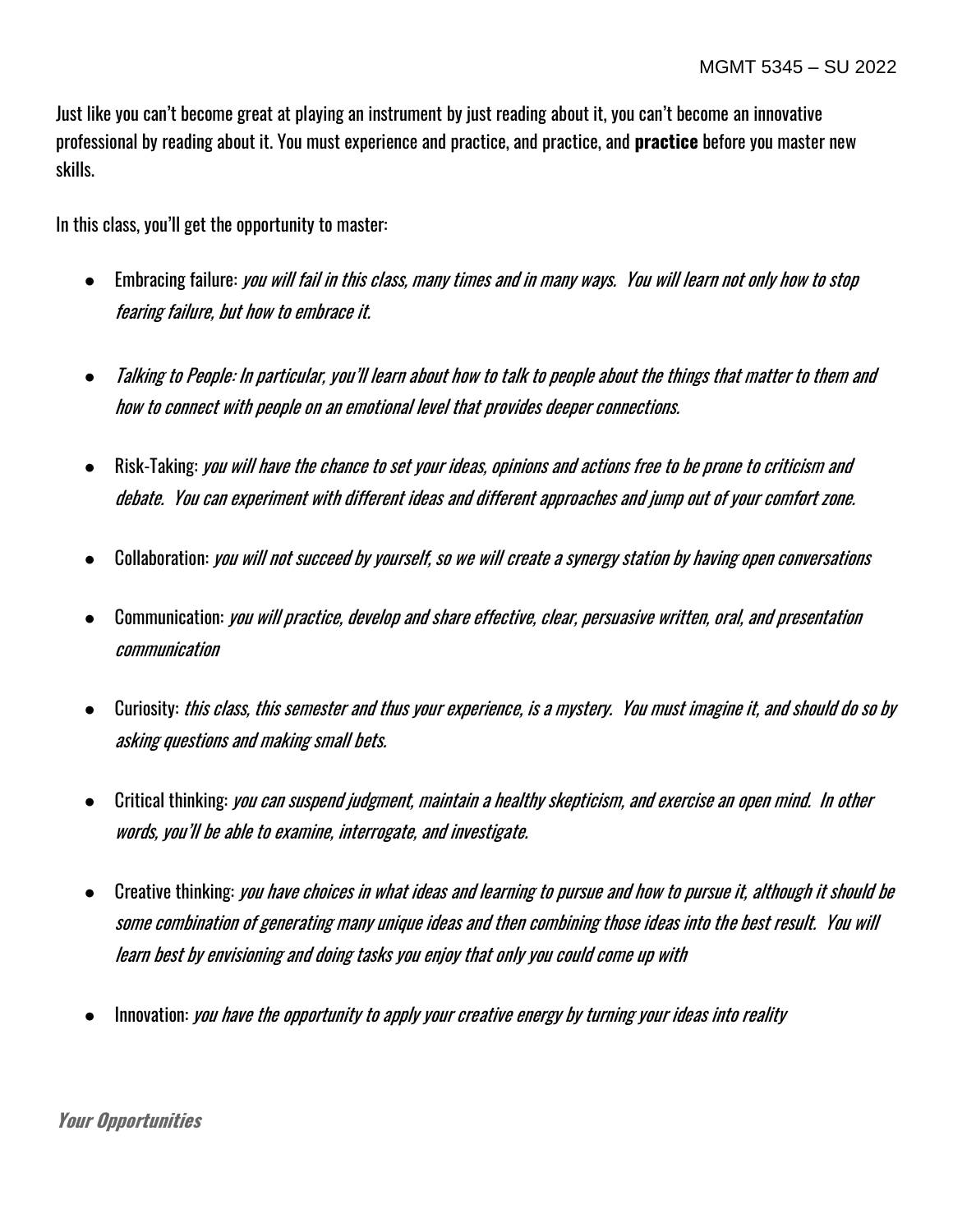Just like you can't become great at playing an instrument by just reading about it, you can't become an innovative professional by reading about it. You must experience and practice, and practice, and **practice** before you master new skills.

In this class, you'll get the opportunity to master:

- Embracing failure: *you will fail in this class, many times and in many ways. You will learn not only how to stop fearing failure, but how to embrace it.*
- *Talking to People: In particular, you'll learn about how to talk to people about the things that matter to them and how to connect with people on an emotional level that provides deeper connections.*
- Risk-Taking: *you will have the chance to set your ideas, opinions and actions free to be prone to criticism and debate. You can experiment with different ideas and different approaches and jump out of your comfort zone.*
- Collaboration: *you will not succeed by yourself, so we will create a synergy station by having open conversations*
- Communication: *you will practice, develop and share effective, clear, persuasive written, oral, and presentation communication*
- Curiosity: *this class, this semester and thus your experience, is a mystery. You must imagine it, and should do so by asking questions and making small bets.*
- Critical thinking: *you can suspend judgment, maintain a healthy skepticism, and exercise an open mind. In other words, you'll be able to examine, interrogate, and investigate.*
- Creative thinking: *you have choices in what ideas and learning to pursue and how to pursue it, although it should be some combination of generating many unique ideas and then combining those ideas into the best result. You will learn best by envisioning and doing tasks you enjoy that only you could come up with*
- Innovation: *you have the opportunity to apply your creative energy by turning your ideas into reality*

***Your Opportunities***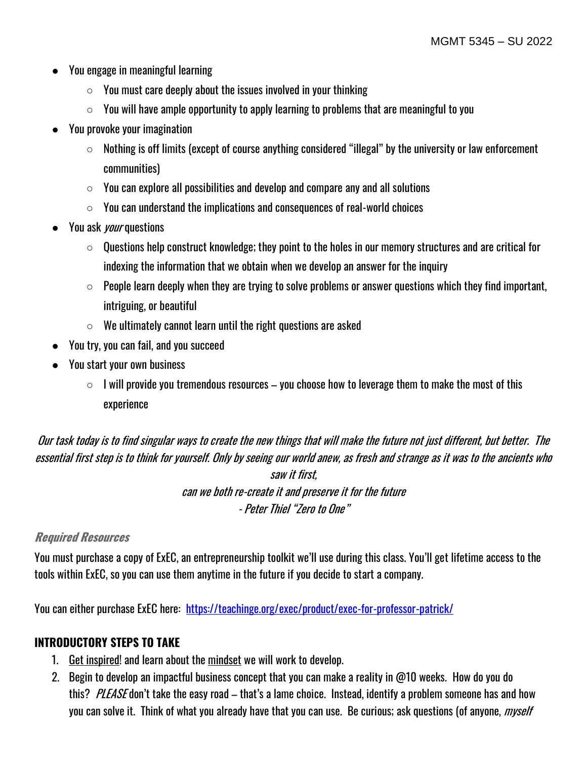- You engage in meaningful learning
  - You must care deeply about the issues involved in your thinking
  - You will have ample opportunity to apply learning to problems that are meaningful to you
- You provoke your imagination
  - Nothing is off limits (except of course anything considered "illegal" by the university or law enforcement communities)
  - You can explore all possibilities and develop and compare any and all solutions
  - You can understand the implications and consequences of real-world choices
- You ask *your* questions
  - Questions help construct knowledge; they point to the holes in our memory structures and are critical for indexing the information that we obtain when we develop an answer for the inquiry
  - People learn deeply when they are trying to solve problems or answer questions which they find important, intriguing, or beautiful
  - We ultimately cannot learn until the right questions are asked
- You try, you can fail, and you succeed
- You start your own business
  - I will provide you tremendous resources – you choose how to leverage them to make the most of this experience

*Our task today is to find singular ways to create the new things that will make the future not just different, but better. The essential first step is to think for yourself. Only by seeing our world anew, as fresh and strange as it was to the ancients who saw it first,*
*can we both re-create it and preserve it for the future*
*- Peter Thiel "Zero to One"*

### *Required Resources*

You must purchase a copy of ExEC, an entrepreneurship toolkit we'll use during this class. You'll get lifetime access to the tools within ExEC, so you can use them anytime in the future if you decide to start a company.

You can either purchase ExEC here: https://teachinge.org/exec/product/exec-for-professor-patrick/

## INTRODUCTORY STEPS TO TAKE

1. Get inspired! and learn about the mindset we will work to develop.
2. Begin to develop an impactful business concept that you can make a reality in @10 weeks. How do you do this? *PLEASE* don't take the easy road – that's a lame choice. Instead, identify a problem someone has and how you can solve it. Think of what you already have that you can use. Be curious; ask questions (of anyone, *myself*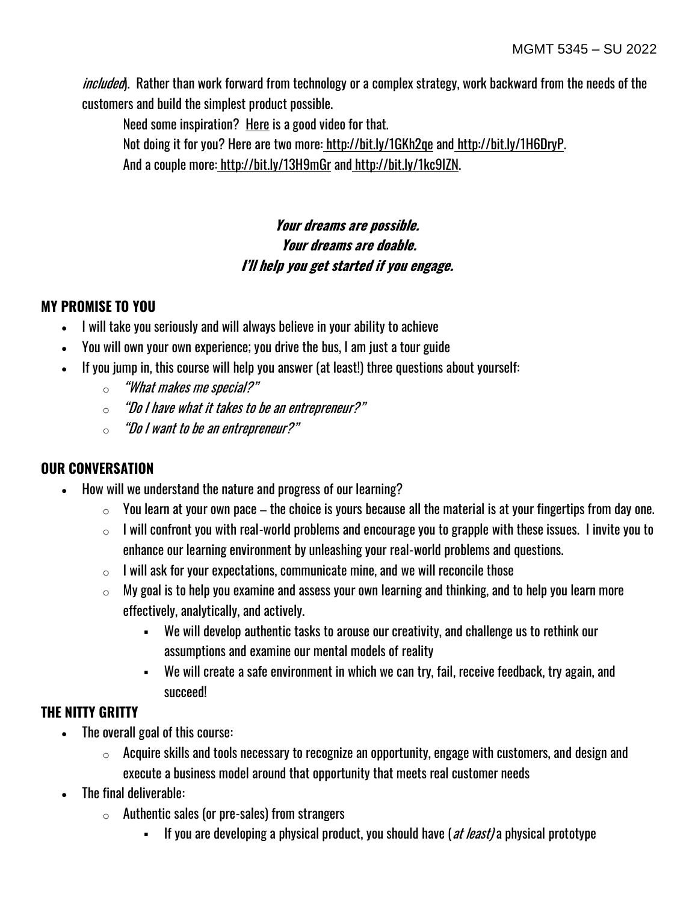*included*). Rather than work forward from technology or a complex strategy, work backward from the needs of the customers and build the simplest product possible.

Need some inspiration? Here is a good video for that.

Not doing it for you? Here are two more: http://bit.ly/1GKh2qe and http://bit.ly/1H6DryP.

And a couple more: http://bit.ly/13H9mGr and http://bit.ly/1kc9IZN.

***Your dreams are possible.***
***Your dreams are doable.***
***I'll help you get started if you engage.***

## MY PROMISE TO YOU

- I will take you seriously and will always believe in your ability to achieve
- You will own your own experience; you drive the bus, I am just a tour guide
- If you jump in, this course will help you answer (at least!) three questions about yourself:
  - *"What makes me special?"*
  - *"Do I have what it takes to be an entrepreneur?"*
  - *"Do I want to be an entrepreneur?"*

## OUR CONVERSATION

- How will we understand the nature and progress of our learning?
  - You learn at your own pace – the choice is yours because all the material is at your fingertips from day one.
  - I will confront you with real-world problems and encourage you to grapple with these issues. I invite you to enhance our learning environment by unleashing your real-world problems and questions.
  - I will ask for your expectations, communicate mine, and we will reconcile those
  - My goal is to help you examine and assess your own learning and thinking, and to help you learn more effectively, analytically, and actively.
    - We will develop authentic tasks to arouse our creativity, and challenge us to rethink our assumptions and examine our mental models of reality
    - We will create a safe environment in which we can try, fail, receive feedback, try again, and succeed!

## THE NITTY GRITTY

- The overall goal of this course:
  - Acquire skills and tools necessary to recognize an opportunity, engage with customers, and design and execute a business model around that opportunity that meets real customer needs
- The final deliverable:
  - Authentic sales (or pre-sales) from strangers
    - If you are developing a physical product, you should have (*at least)* a physical prototype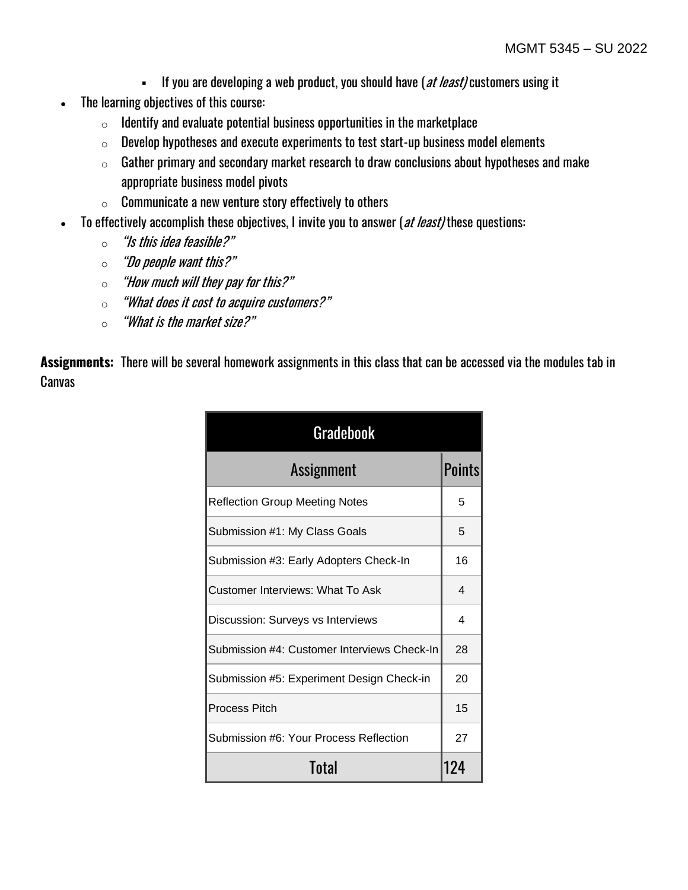- If you are developing a web product, you should have (*at least)* customers using it
- The learning objectives of this course:
  - Identify and evaluate potential business opportunities in the marketplace
  - Develop hypotheses and execute experiments to test start-up business model elements
  - Gather primary and secondary market research to draw conclusions about hypotheses and make appropriate business model pivots
  - Communicate a new venture story effectively to others
- To effectively accomplish these objectives, I invite you to answer (*at least)* these questions:
  - *"Is this idea feasible?"*
  - *"Do people want this?"*
  - *"How much will they pay for this?"*
  - *"What does it cost to acquire customers?"*
  - *"What is the market size?"*

**Assignments:** There will be several homework assignments in this class that can be accessed via the modules tab in Canvas

| Gradebook | |
|---|---|
| **Assignment** | **Points** |
| Reflection Group Meeting Notes | 5 |
| Submission #1: My Class Goals | 5 |
| Submission #3: Early Adopters Check-In | 16 |
| Customer Interviews: What To Ask | 4 |
| Discussion: Surveys vs Interviews | 4 |
| Submission #4: Customer Interviews Check-In | 28 |
| Submission #5: Experiment Design Check-in | 20 |
| Process Pitch | 15 |
| Submission #6: Your Process Reflection | 27 |
| **Total** | **124** |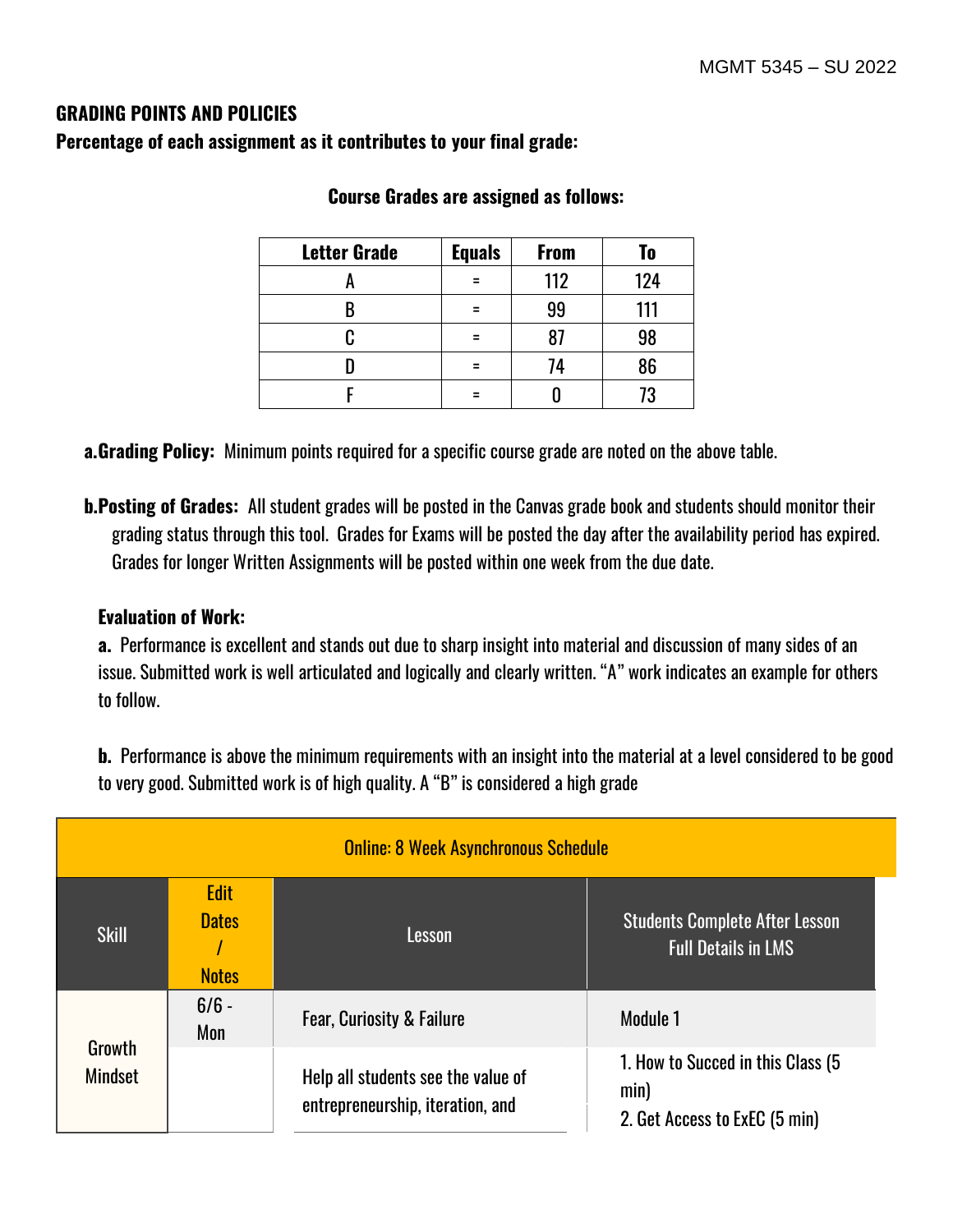## GRADING POINTS AND POLICIES

**Percentage of each assignment as it contributes to your final grade:**

**Course Grades are assigned as follows:**

| Letter Grade | Equals | From | To |
|---|---|---|---|
| A | = | 112 | 124 |
| B | = | 99 | 111 |
| C | = | 87 | 98 |
| D | = | 74 | 86 |
| F | = | 0 | 73 |

**a. Grading Policy:** Minimum points required for a specific course grade are noted on the above table.

**b. Posting of Grades:** All student grades will be posted in the Canvas grade book and students should monitor their grading status through this tool. Grades for Exams will be posted the day after the availability period has expired. Grades for longer Written Assignments will be posted within one week from the due date.

**Evaluation of Work:**

**a.** Performance is excellent and stands out due to sharp insight into material and discussion of many sides of an issue. Submitted work is well articulated and logically and clearly written. "A" work indicates an example for others to follow.

**b.** Performance is above the minimum requirements with an insight into the material at a level considered to be good to very good. Submitted work is of high quality. A "B" is considered a high grade

| Online: 8 Week Asynchronous Schedule | | | |
|---|---|---|---|
| Skill | Edit Dates / Notes | Lesson | Students Complete After Lesson Full Details in LMS |
| Growth Mindset | 6/6 - Mon | Fear, Curiosity & Failure | Module 1 |
| | | Help all students see the value of entrepreneurship, iteration, and | 1. How to Succed in this Class (5 min)<br>2. Get Access to ExEC (5 min) |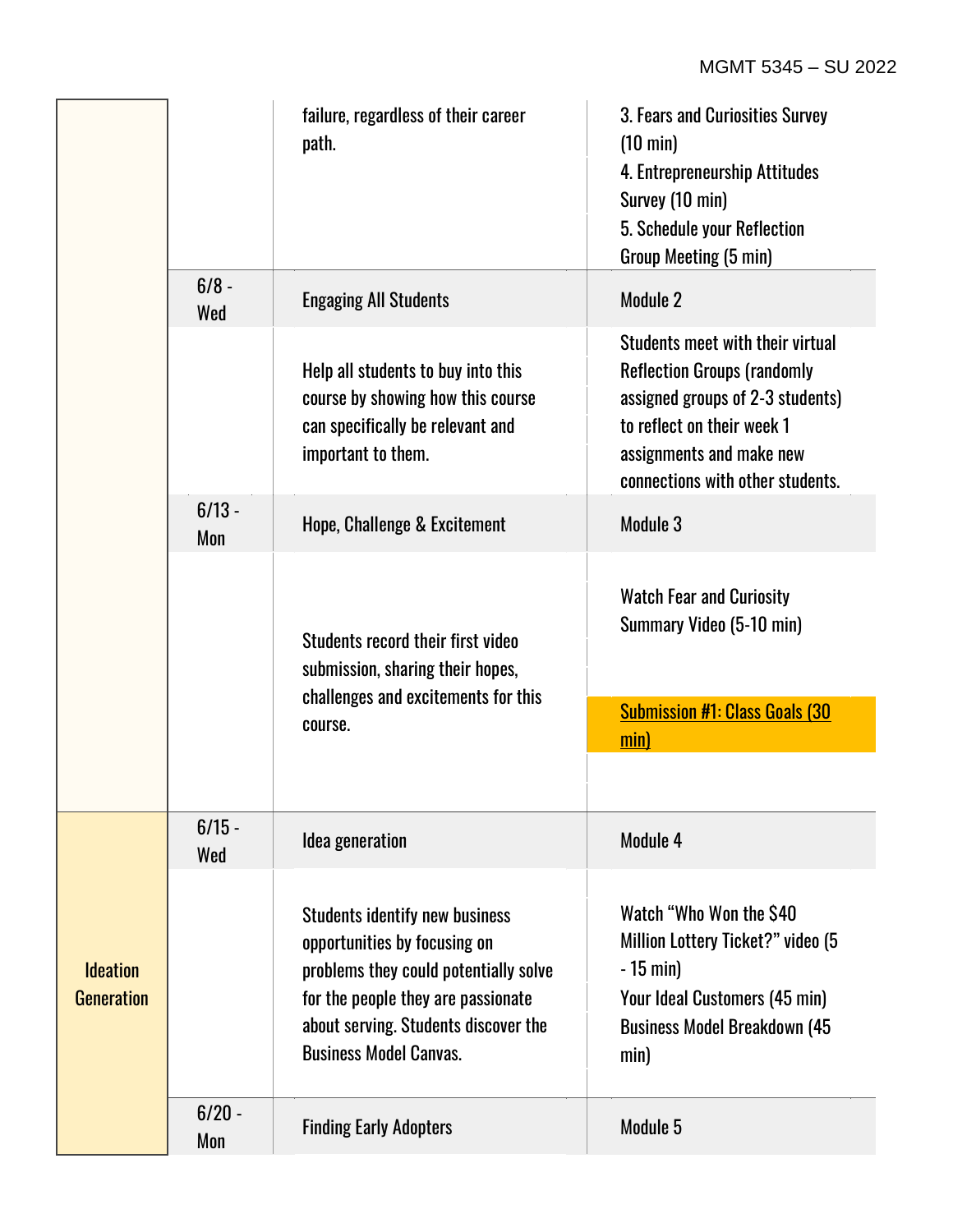| | | | |
|---|---|---|---|
| | | failure, regardless of their career path. | 3. Fears and Curiosities Survey (10 min)<br>4. Entrepreneurship Attitudes Survey (10 min)<br>5. Schedule your Reflection Group Meeting (5 min) |
| | 6/8 - Wed | Engaging All Students | Module 2 |
| | | Help all students to buy into this course by showing how this course can specifically be relevant and important to them. | Students meet with their virtual Reflection Groups (randomly assigned groups of 2-3 students) to reflect on their week 1 assignments and make new connections with other students. |
| | 6/13 - Mon | Hope, Challenge & Excitement | Module 3 |
| | | Students record their first video submission, sharing their hopes, challenges and excitements for this course. | Watch Fear and Curiosity Summary Video (5-10 min)<br><br>Submission #1: Class Goals (30 min) |
| Ideation Generation | 6/15 - Wed | Idea generation | Module 4 |
| | | Students identify new business opportunities by focusing on problems they could potentially solve for the people they are passionate about serving. Students discover the Business Model Canvas. | Watch "Who Won the $40 Million Lottery Ticket?" video (5 - 15 min)<br>Your Ideal Customers (45 min)<br>Business Model Breakdown (45 min) |
| | 6/20 - Mon | Finding Early Adopters | Module 5 |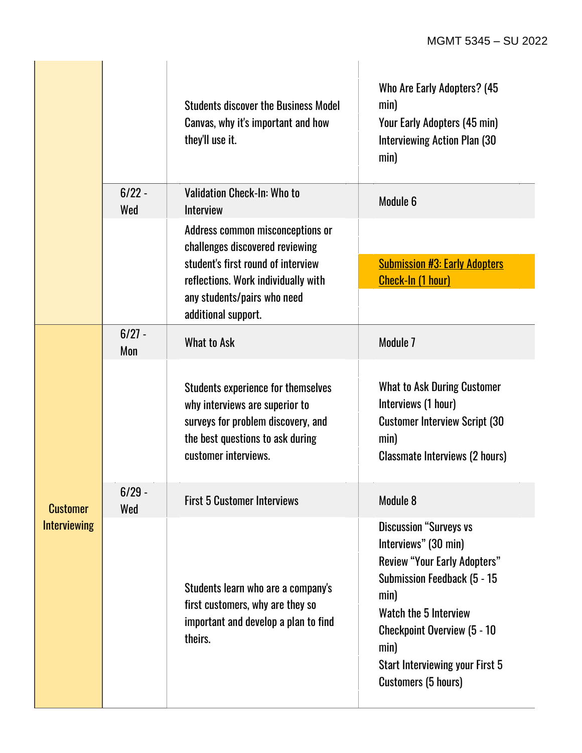| | | | |
|---|---|---|---|
| | | Students discover the Business Model Canvas, why it's important and how they'll use it. | Who Are Early Adopters? (45 min)<br>Your Early Adopters (45 min)<br>Interviewing Action Plan (30 min) |
| | 6/22 - Wed | Validation Check-In: Who to Interview | Module 6 |
| | | Address common misconceptions or challenges discovered reviewing student's first round of interview reflections. Work individually with any students/pairs who need additional support. | Submission #3: Early Adopters Check-In (1 hour) |
| Customer Interviewing | 6/27 - Mon | What to Ask | Module 7 |
| | | Students experience for themselves why interviews are superior to surveys for problem discovery, and the best questions to ask during customer interviews. | What to Ask During Customer Interviews (1 hour)<br>Customer Interview Script (30 min)<br>Classmate Interviews (2 hours) |
| | 6/29 - Wed | First 5 Customer Interviews | Module 8 |
| | | Students learn who are a company's first customers, why are they so important and develop a plan to find theirs. | Discussion "Surveys vs Interviews" (30 min)<br>Review "Your Early Adopters" Submission Feedback (5 - 15 min)<br>Watch the 5 Interview Checkpoint Overview (5 - 10 min)<br>Start Interviewing your First 5 Customers (5 hours) |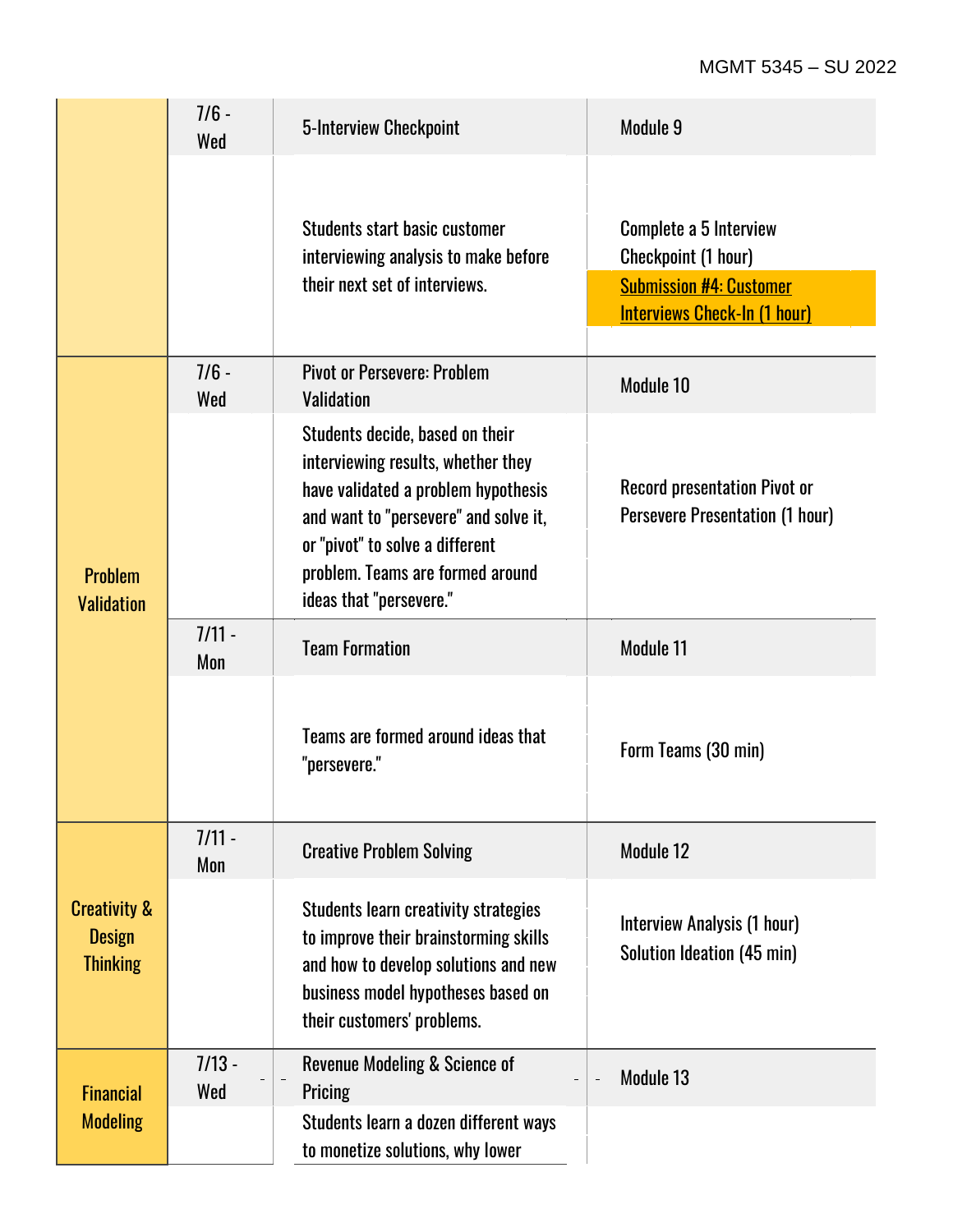| | | | |
|---|---|---|---|
| | 7/6 - Wed | 5-Interview Checkpoint | Module 9 |
| | | Students start basic customer interviewing analysis to make before their next set of interviews. | Complete a 5 Interview Checkpoint (1 hour)<br>Submission #4: Customer Interviews Check-In (1 hour) |
| Problem Validation | 7/6 - Wed | Pivot or Persevere: Problem Validation | Module 10 |
| | | Students decide, based on their interviewing results, whether they have validated a problem hypothesis and want to "persevere" and solve it, or "pivot" to solve a different problem. Teams are formed around ideas that "persevere." | Record presentation Pivot or Persevere Presentation (1 hour) |
| | 7/11 - Mon | Team Formation | Module 11 |
| | | Teams are formed around ideas that "persevere." | Form Teams (30 min) |
| Creativity & Design Thinking | 7/11 - Mon | Creative Problem Solving | Module 12 |
| | | Students learn creativity strategies to improve their brainstorming skills and how to develop solutions and new business model hypotheses based on their customers' problems. | Interview Analysis (1 hour)<br>Solution Ideation (45 min) |
| Financial Modeling | 7/13 - Wed | Revenue Modeling & Science of Pricing | Module 13 |
| | | Students learn a dozen different ways to monetize solutions, why lower | |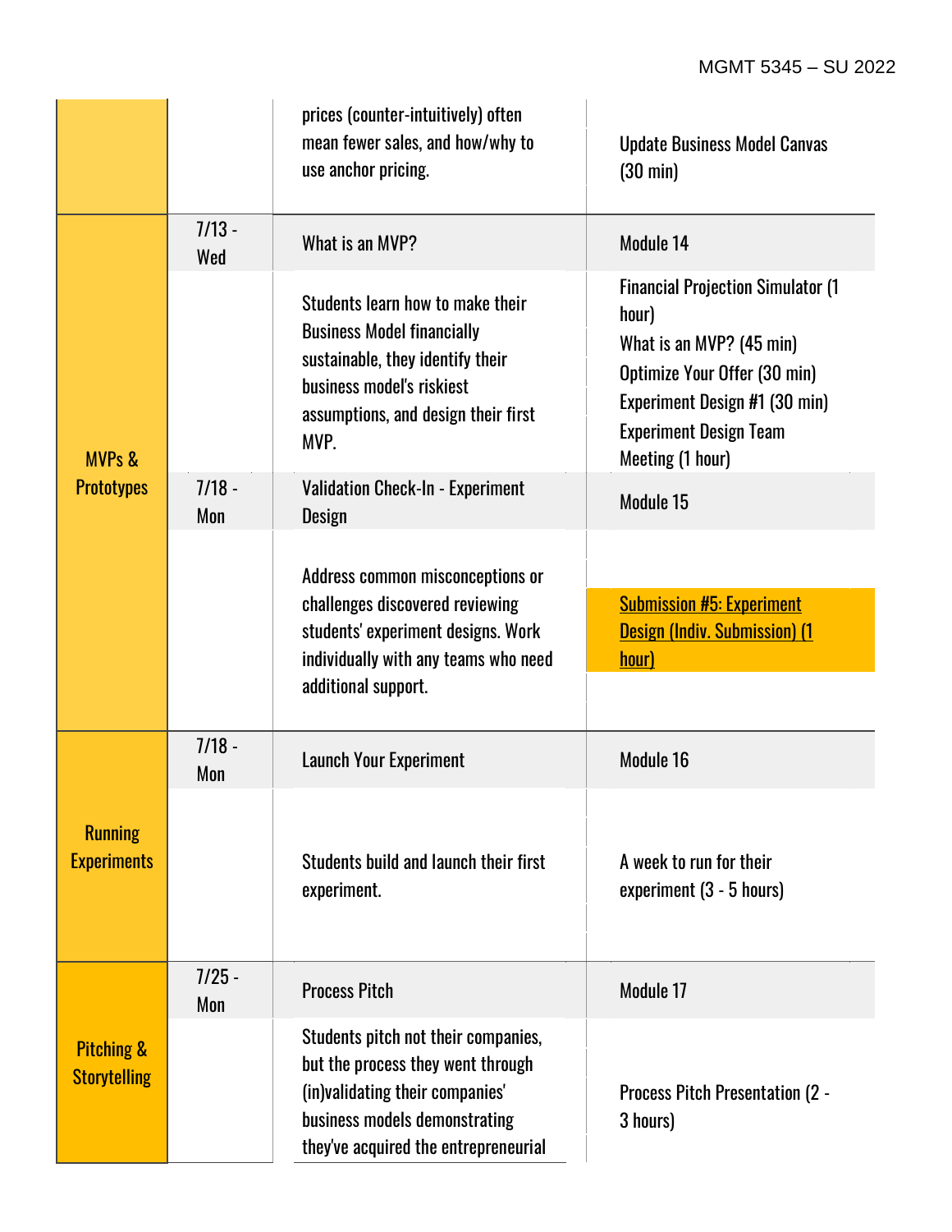| | | | |
|---|---|---|---|
| | | prices (counter-intuitively) often mean fewer sales, and how/why to use anchor pricing. | Update Business Model Canvas (30 min) |
| MVPs & Prototypes | 7/13 - Wed | What is an MVP? | Module 14 |
| | | Students learn how to make their Business Model financially sustainable, they identify their business model's riskiest assumptions, and design their first MVP. | Financial Projection Simulator (1 hour)<br>What is an MVP? (45 min)<br>Optimize Your Offer (30 min)<br>Experiment Design #1 (30 min)<br>Experiment Design Team Meeting (1 hour) |
| | 7/18 - Mon | Validation Check-In - Experiment Design | Module 15 |
| | | Address common misconceptions or challenges discovered reviewing students' experiment designs. Work individually with any teams who need additional support. | Submission #5: Experiment Design (Indiv. Submission) (1 hour) |
| Running Experiments | 7/18 - Mon | Launch Your Experiment | Module 16 |
| | | Students build and launch their first experiment. | A week to run for their experiment (3 - 5 hours) |
| Pitching & Storytelling | 7/25 - Mon | Process Pitch | Module 17 |
| | | Students pitch not their companies, but the process they went through (in)validating their companies' business models demonstrating they've acquired the entrepreneurial | Process Pitch Presentation (2 - 3 hours) |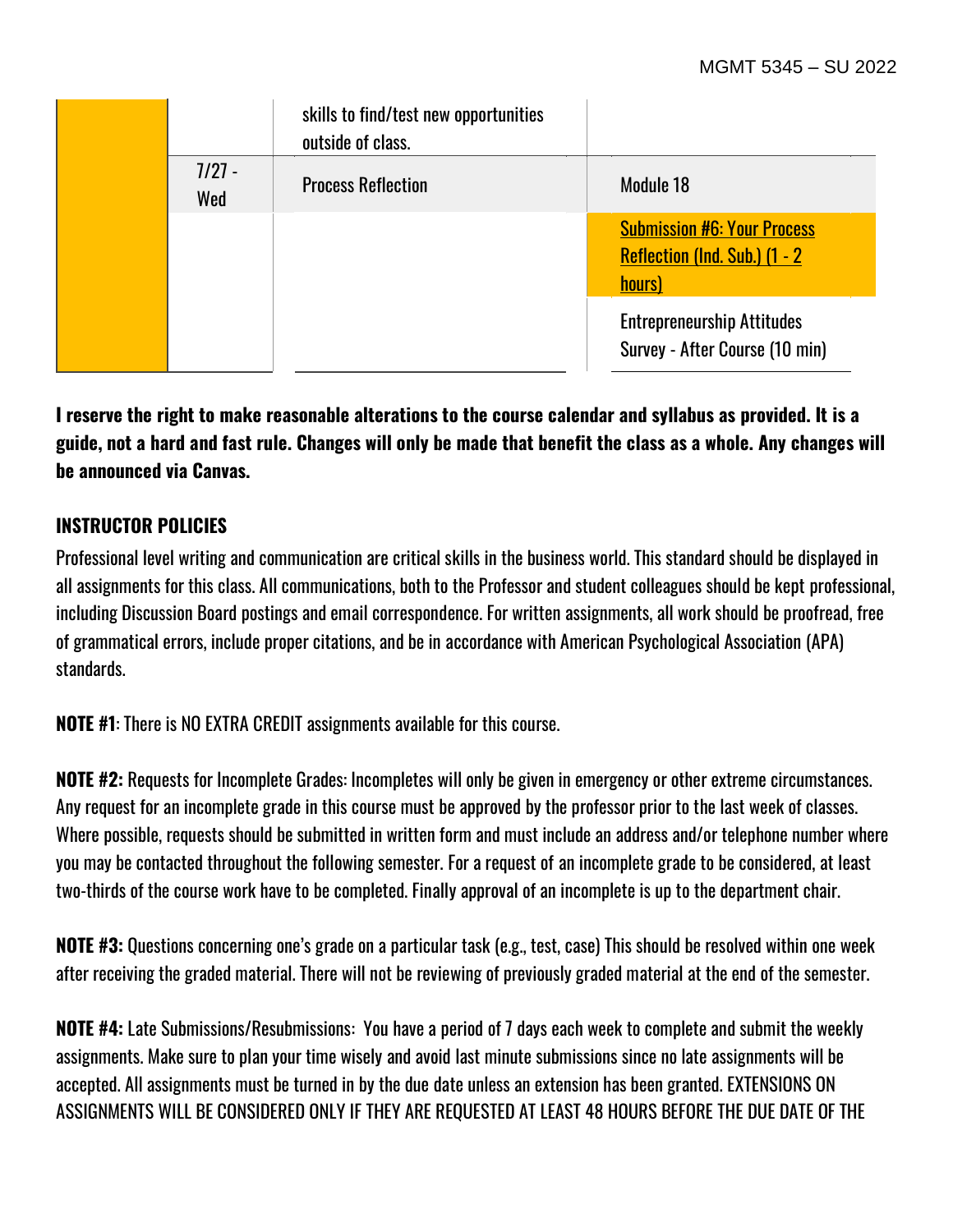| | | | |
|---|---|---|---|
| | | skills to find/test new opportunities outside of class. | |
| | 7/27 - Wed | Process Reflection | Module 18 |
| | | | Submission #6: Your Process Reflection (Ind. Sub.) (1 - 2 hours) |
| | | | Entrepreneurship Attitudes Survey - After Course (10 min) |

**I reserve the right to make reasonable alterations to the course calendar and syllabus as provided. It is a guide, not a hard and fast rule. Changes will only be made that benefit the class as a whole. Any changes will be announced via Canvas.**

## INSTRUCTOR POLICIES

Professional level writing and communication are critical skills in the business world. This standard should be displayed in all assignments for this class. All communications, both to the Professor and student colleagues should be kept professional, including Discussion Board postings and email correspondence. For written assignments, all work should be proofread, free of grammatical errors, include proper citations, and be in accordance with American Psychological Association (APA) standards.

**NOTE #1**: There is NO EXTRA CREDIT assignments available for this course.

**NOTE #2:** Requests for Incomplete Grades: Incompletes will only be given in emergency or other extreme circumstances. Any request for an incomplete grade in this course must be approved by the professor prior to the last week of classes. Where possible, requests should be submitted in written form and must include an address and/or telephone number where you may be contacted throughout the following semester. For a request of an incomplete grade to be considered, at least two-thirds of the course work have to be completed. Finally approval of an incomplete is up to the department chair.

**NOTE #3:** Questions concerning one's grade on a particular task (e.g., test, case) This should be resolved within one week after receiving the graded material. There will not be reviewing of previously graded material at the end of the semester.

**NOTE #4:** Late Submissions/Resubmissions: You have a period of 7 days each week to complete and submit the weekly assignments. Make sure to plan your time wisely and avoid last minute submissions since no late assignments will be accepted. All assignments must be turned in by the due date unless an extension has been granted. EXTENSIONS ON ASSIGNMENTS WILL BE CONSIDERED ONLY IF THEY ARE REQUESTED AT LEAST 48 HOURS BEFORE THE DUE DATE OF THE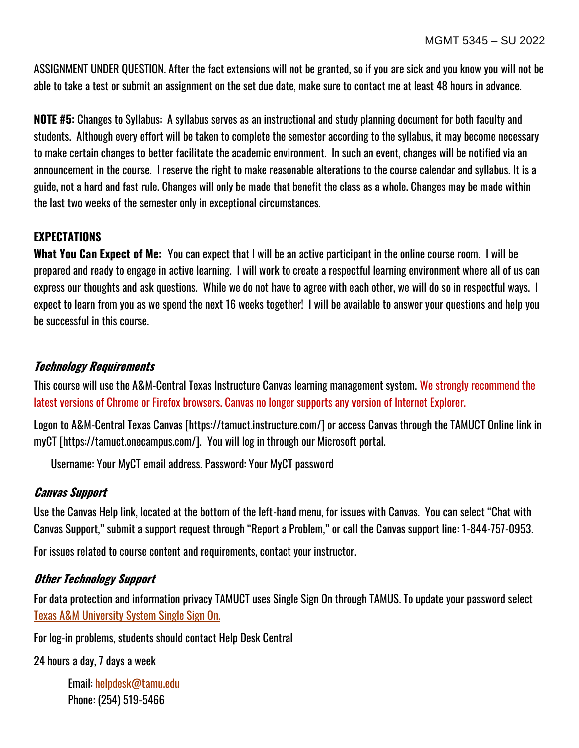ASSIGNMENT UNDER QUESTION. After the fact extensions will not be granted, so if you are sick and you know you will not be able to take a test or submit an assignment on the set due date, make sure to contact me at least 48 hours in advance.

**NOTE #5:** Changes to Syllabus: A syllabus serves as an instructional and study planning document for both faculty and students. Although every effort will be taken to complete the semester according to the syllabus, it may become necessary to make certain changes to better facilitate the academic environment. In such an event, changes will be notified via an announcement in the course. I reserve the right to make reasonable alterations to the course calendar and syllabus. It is a guide, not a hard and fast rule. Changes will only be made that benefit the class as a whole. Changes may be made within the last two weeks of the semester only in exceptional circumstances.

## EXPECTATIONS

**What You Can Expect of Me:** You can expect that I will be an active participant in the online course room. I will be prepared and ready to engage in active learning. I will work to create a respectful learning environment where all of us can express our thoughts and ask questions. While we do not have to agree with each other, we will do so in respectful ways. I expect to learn from you as we spend the next 16 weeks together! I will be available to answer your questions and help you be successful in this course.

### *Technology Requirements*

This course will use the A&M-Central Texas Instructure Canvas learning management system. We strongly recommend the latest versions of Chrome or Firefox browsers. Canvas no longer supports any version of Internet Explorer.

Logon to A&M-Central Texas Canvas [https://tamuct.instructure.com/] or access Canvas through the TAMUCT Online link in myCT [https://tamuct.onecampus.com/]. You will log in through our Microsoft portal.

Username: Your MyCT email address. Password: Your MyCT password

### *Canvas Support*

Use the Canvas Help link, located at the bottom of the left-hand menu, for issues with Canvas. You can select "Chat with Canvas Support," submit a support request through "Report a Problem," or call the Canvas support line: 1-844-757-0953.

For issues related to course content and requirements, contact your instructor.

### *Other Technology Support*

For data protection and information privacy TAMUCT uses Single Sign On through TAMUS. To update your password select Texas A&M University System Single Sign On.

For log-in problems, students should contact Help Desk Central

24 hours a day, 7 days a week

Email: helpdesk@tamu.edu
Phone: (254) 519-5466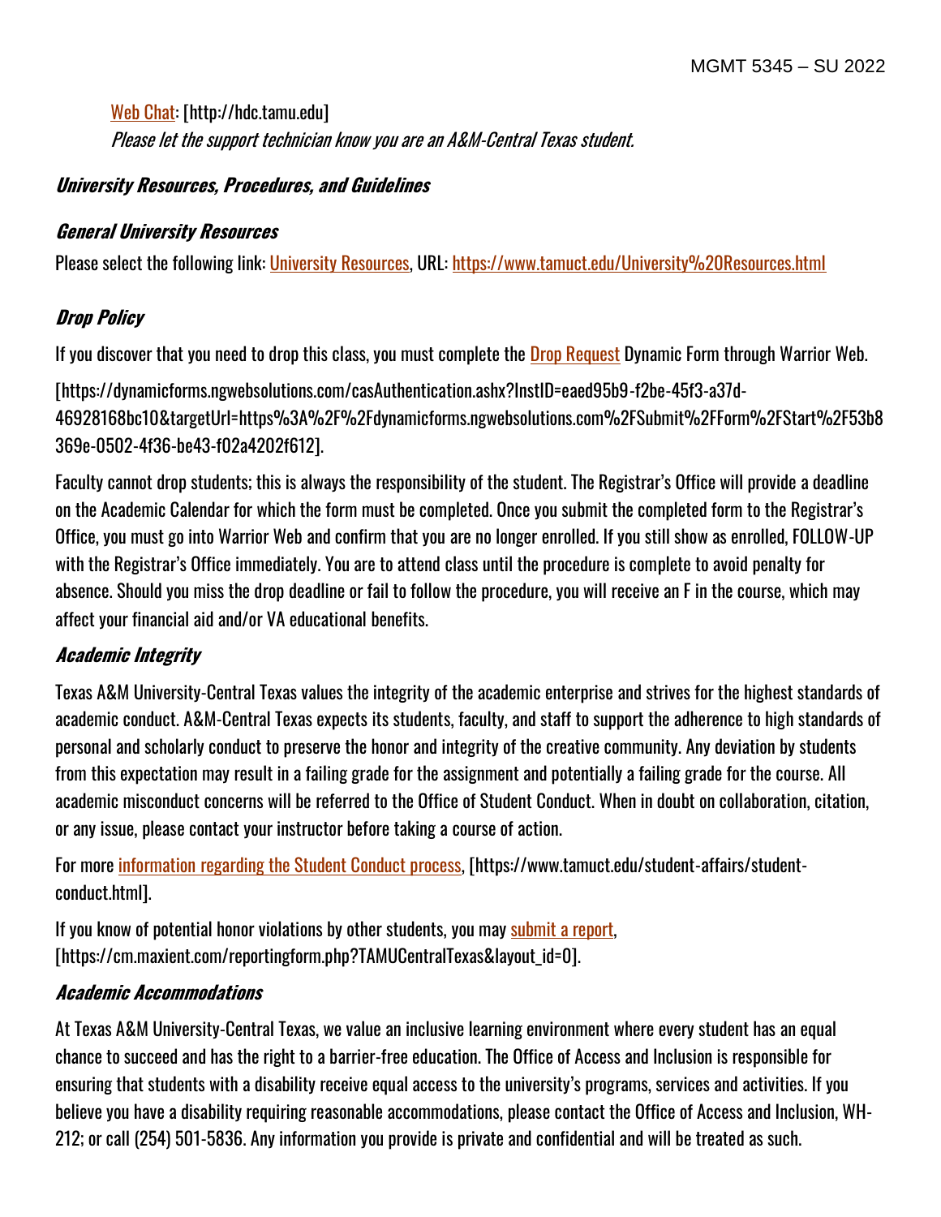[Web Chat](http://hdc.tamu.edu): [http://hdc.tamu.edu]
*Please let the support technician know you are an A&M-Central Texas student.*

### ***University Resources, Procedures, and Guidelines***

#### ***General University Resources***

Please select the following link: [University Resources](https://www.tamuct.edu/University%20Resources.html), URL: https://www.tamuct.edu/University%20Resources.html

#### ***Drop Policy***

If you discover that you need to drop this class, you must complete the [Drop Request](https://dynamicforms.ngwebsolutions.com/casAuthentication.ashx?InstID=eaed95b9-f2be-45f3-a37d-46928168bc10&targetUrl=https%3A%2F%2Fdynamicforms.ngwebsolutions.com%2FSubmit%2FForm%2FStart%2F53b8369e-0502-4f36-be43-f02a4202f612) Dynamic Form through Warrior Web.

[https://dynamicforms.ngwebsolutions.com/casAuthentication.ashx?InstID=eaed95b9-f2be-45f3-a37d-46928168bc10&targetUrl=https%3A%2F%2Fdynamicforms.ngwebsolutions.com%2FSubmit%2FForm%2FStart%2F53b8369e-0502-4f36-be43-f02a4202f612].

Faculty cannot drop students; this is always the responsibility of the student. The Registrar's Office will provide a deadline on the Academic Calendar for which the form must be completed. Once you submit the completed form to the Registrar's Office, you must go into Warrior Web and confirm that you are no longer enrolled. If you still show as enrolled, FOLLOW-UP with the Registrar's Office immediately. You are to attend class until the procedure is complete to avoid penalty for absence. Should you miss the drop deadline or fail to follow the procedure, you will receive an F in the course, which may affect your financial aid and/or VA educational benefits.

#### ***Academic Integrity***

Texas A&M University-Central Texas values the integrity of the academic enterprise and strives for the highest standards of academic conduct. A&M-Central Texas expects its students, faculty, and staff to support the adherence to high standards of personal and scholarly conduct to preserve the honor and integrity of the creative community. Any deviation by students from this expectation may result in a failing grade for the assignment and potentially a failing grade for the course. All academic misconduct concerns will be referred to the Office of Student Conduct. When in doubt on collaboration, citation, or any issue, please contact your instructor before taking a course of action.

For more [information regarding the Student Conduct process](https://www.tamuct.edu/student-affairs/student-conduct.html), [https://www.tamuct.edu/student-affairs/student-conduct.html].

If you know of potential honor violations by other students, you may [submit a report](https://cm.maxient.com/reportingform.php?TAMUCentralTexas&layout_id=0), [https://cm.maxient.com/reportingform.php?TAMUCentralTexas&layout_id=0].

#### ***Academic Accommodations***

At Texas A&M University-Central Texas, we value an inclusive learning environment where every student has an equal chance to succeed and has the right to a barrier-free education. The Office of Access and Inclusion is responsible for ensuring that students with a disability receive equal access to the university's programs, services and activities. If you believe you have a disability requiring reasonable accommodations, please contact the Office of Access and Inclusion, WH-212; or call (254) 501-5836. Any information you provide is private and confidential and will be treated as such.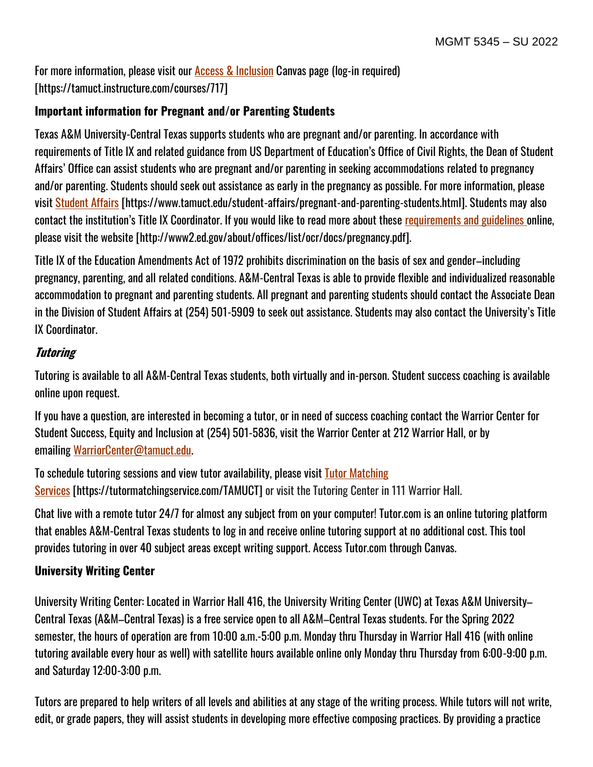For more information, please visit our Access & Inclusion Canvas page (log-in required) [https://tamuct.instructure.com/courses/717]

**Important information for Pregnant and/or Parenting Students**

Texas A&M University-Central Texas supports students who are pregnant and/or parenting. In accordance with requirements of Title IX and related guidance from US Department of Education's Office of Civil Rights, the Dean of Student Affairs' Office can assist students who are pregnant and/or parenting in seeking accommodations related to pregnancy and/or parenting. Students should seek out assistance as early in the pregnancy as possible. For more information, please visit Student Affairs [https://www.tamuct.edu/student-affairs/pregnant-and-parenting-students.html]. Students may also contact the institution's Title IX Coordinator. If you would like to read more about these requirements and guidelines online, please visit the website [http://www2.ed.gov/about/offices/list/ocr/docs/pregnancy.pdf].

Title IX of the Education Amendments Act of 1972 prohibits discrimination on the basis of sex and gender–including pregnancy, parenting, and all related conditions. A&M-Central Texas is able to provide flexible and individualized reasonable accommodation to pregnant and parenting students. All pregnant and parenting students should contact the Associate Dean in the Division of Student Affairs at (254) 501-5909 to seek out assistance. Students may also contact the University's Title IX Coordinator.

***Tutoring***

Tutoring is available to all A&M-Central Texas students, both virtually and in-person. Student success coaching is available online upon request.

If you have a question, are interested in becoming a tutor, or in need of success coaching contact the Warrior Center for Student Success, Equity and Inclusion at (254) 501-5836, visit the Warrior Center at 212 Warrior Hall, or by emailing WarriorCenter@tamuct.edu.

To schedule tutoring sessions and view tutor availability, please visit Tutor Matching Services [https://tutormatchingservice.com/TAMUCT] or visit the Tutoring Center in 111 Warrior Hall.

Chat live with a remote tutor 24/7 for almost any subject from on your computer! Tutor.com is an online tutoring platform that enables A&M-Central Texas students to log in and receive online tutoring support at no additional cost. This tool provides tutoring in over 40 subject areas except writing support. Access Tutor.com through Canvas.

**University Writing Center**

University Writing Center: Located in Warrior Hall 416, the University Writing Center (UWC) at Texas A&M University–Central Texas (A&M–Central Texas) is a free service open to all A&M–Central Texas students. For the Spring 2022 semester, the hours of operation are from 10:00 a.m.-5:00 p.m. Monday thru Thursday in Warrior Hall 416 (with online tutoring available every hour as well) with satellite hours available online only Monday thru Thursday from 6:00-9:00 p.m. and Saturday 12:00-3:00 p.m.

Tutors are prepared to help writers of all levels and abilities at any stage of the writing process. While tutors will not write, edit, or grade papers, they will assist students in developing more effective composing practices. By providing a practice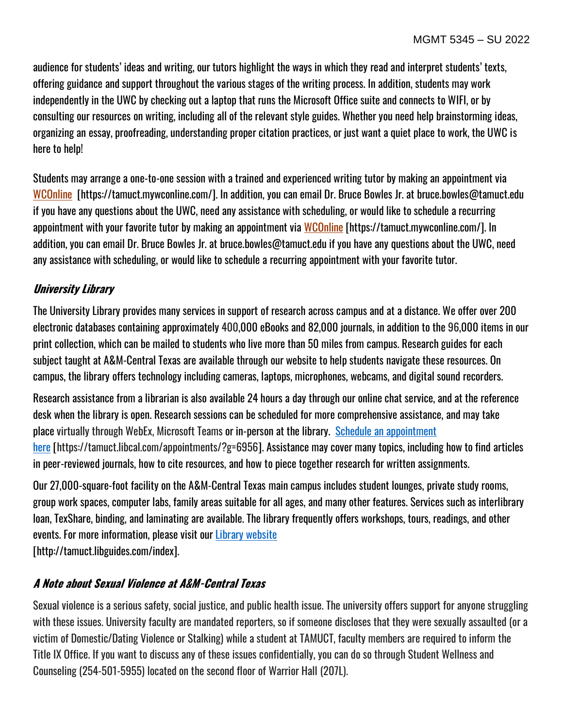audience for students' ideas and writing, our tutors highlight the ways in which they read and interpret students' texts, offering guidance and support throughout the various stages of the writing process. In addition, students may work independently in the UWC by checking out a laptop that runs the Microsoft Office suite and connects to WIFI, or by consulting our resources on writing, including all of the relevant style guides. Whether you need help brainstorming ideas, organizing an essay, proofreading, understanding proper citation practices, or just want a quiet place to work, the UWC is here to help!

Students may arrange a one-to-one session with a trained and experienced writing tutor by making an appointment via [WCOnline](https://tamuct.mywconline.com/) [https://tamuct.mywconline.com/]. In addition, you can email Dr. Bruce Bowles Jr. at bruce.bowles@tamuct.edu if you have any questions about the UWC, need any assistance with scheduling, or would like to schedule a recurring appointment with your favorite tutor by making an appointment via [WCOnline](https://tamuct.mywconline.com/) [https://tamuct.mywconline.com/]. In addition, you can email Dr. Bruce Bowles Jr. at bruce.bowles@tamuct.edu if you have any questions about the UWC, need any assistance with scheduling, or would like to schedule a recurring appointment with your favorite tutor.

### *University Library*

The University Library provides many services in support of research across campus and at a distance. We offer over 200 electronic databases containing approximately 400,000 eBooks and 82,000 journals, in addition to the 96,000 items in our print collection, which can be mailed to students who live more than 50 miles from campus. Research guides for each subject taught at A&M-Central Texas are available through our website to help students navigate these resources. On campus, the library offers technology including cameras, laptops, microphones, webcams, and digital sound recorders.

Research assistance from a librarian is also available 24 hours a day through our online chat service, and at the reference desk when the library is open. Research sessions can be scheduled for more comprehensive assistance, and may take place virtually through WebEx, Microsoft Teams or in-person at the library. [Schedule an appointment here](https://tamuct.libcal.com/appointments/?g=6956) [https://tamuct.libcal.com/appointments/?g=6956]. Assistance may cover many topics, including how to find articles in peer-reviewed journals, how to cite resources, and how to piece together research for written assignments.

Our 27,000-square-foot facility on the A&M-Central Texas main campus includes student lounges, private study rooms, group work spaces, computer labs, family areas suitable for all ages, and many other features. Services such as interlibrary loan, TexShare, binding, and laminating are available. The library frequently offers workshops, tours, readings, and other events. For more information, please visit our [Library website](http://tamuct.libguides.com/index)
[http://tamuct.libguides.com/index].

### *A Note about Sexual Violence at A&M-Central Texas*

Sexual violence is a serious safety, social justice, and public health issue. The university offers support for anyone struggling with these issues. University faculty are mandated reporters, so if someone discloses that they were sexually assaulted (or a victim of Domestic/Dating Violence or Stalking) while a student at TAMUCT, faculty members are required to inform the Title IX Office. If you want to discuss any of these issues confidentially, you can do so through Student Wellness and Counseling (254-501-5955) located on the second floor of Warrior Hall (207L).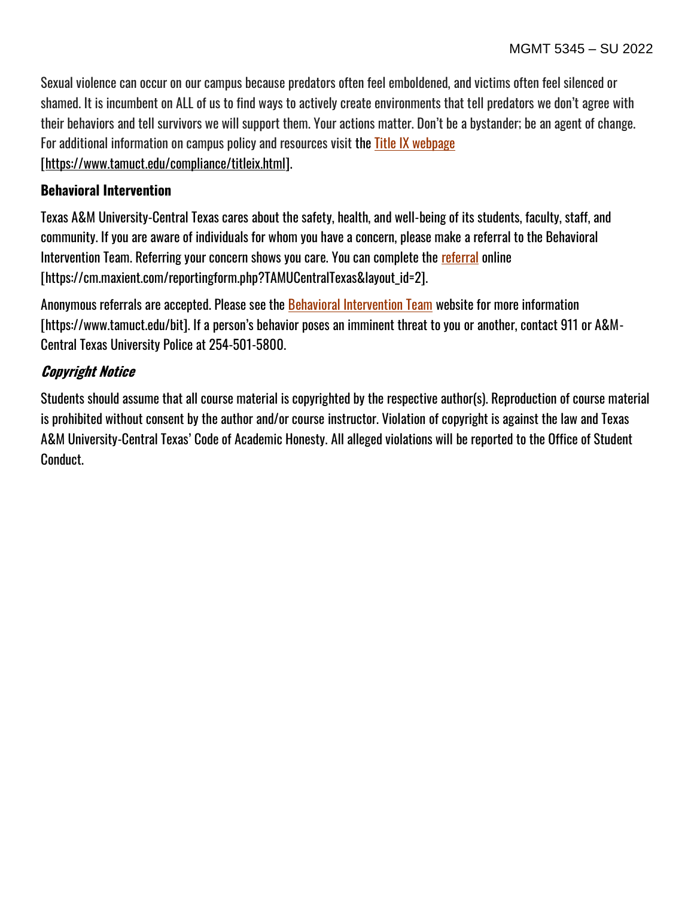Sexual violence can occur on our campus because predators often feel emboldened, and victims often feel silenced or shamed. It is incumbent on ALL of us to find ways to actively create environments that tell predators we don't agree with their behaviors and tell survivors we will support them. Your actions matter. Don't be a bystander; be an agent of change. For additional information on campus policy and resources visit the Title IX webpage [https://www.tamuct.edu/compliance/titleix.html].

### Behavioral Intervention

Texas A&M University-Central Texas cares about the safety, health, and well-being of its students, faculty, staff, and community. If you are aware of individuals for whom you have a concern, please make a referral to the Behavioral Intervention Team. Referring your concern shows you care. You can complete the referral online [https://cm.maxient.com/reportingform.php?TAMUCentralTexas&layout_id=2].

Anonymous referrals are accepted. Please see the Behavioral Intervention Team website for more information [https://www.tamuct.edu/bit]. If a person's behavior poses an imminent threat to you or another, contact 911 or A&M-Central Texas University Police at 254-501-5800.

### *Copyright Notice*

Students should assume that all course material is copyrighted by the respective author(s). Reproduction of course material is prohibited without consent by the author and/or course instructor. Violation of copyright is against the law and Texas A&M University-Central Texas' Code of Academic Honesty. All alleged violations will be reported to the Office of Student Conduct.